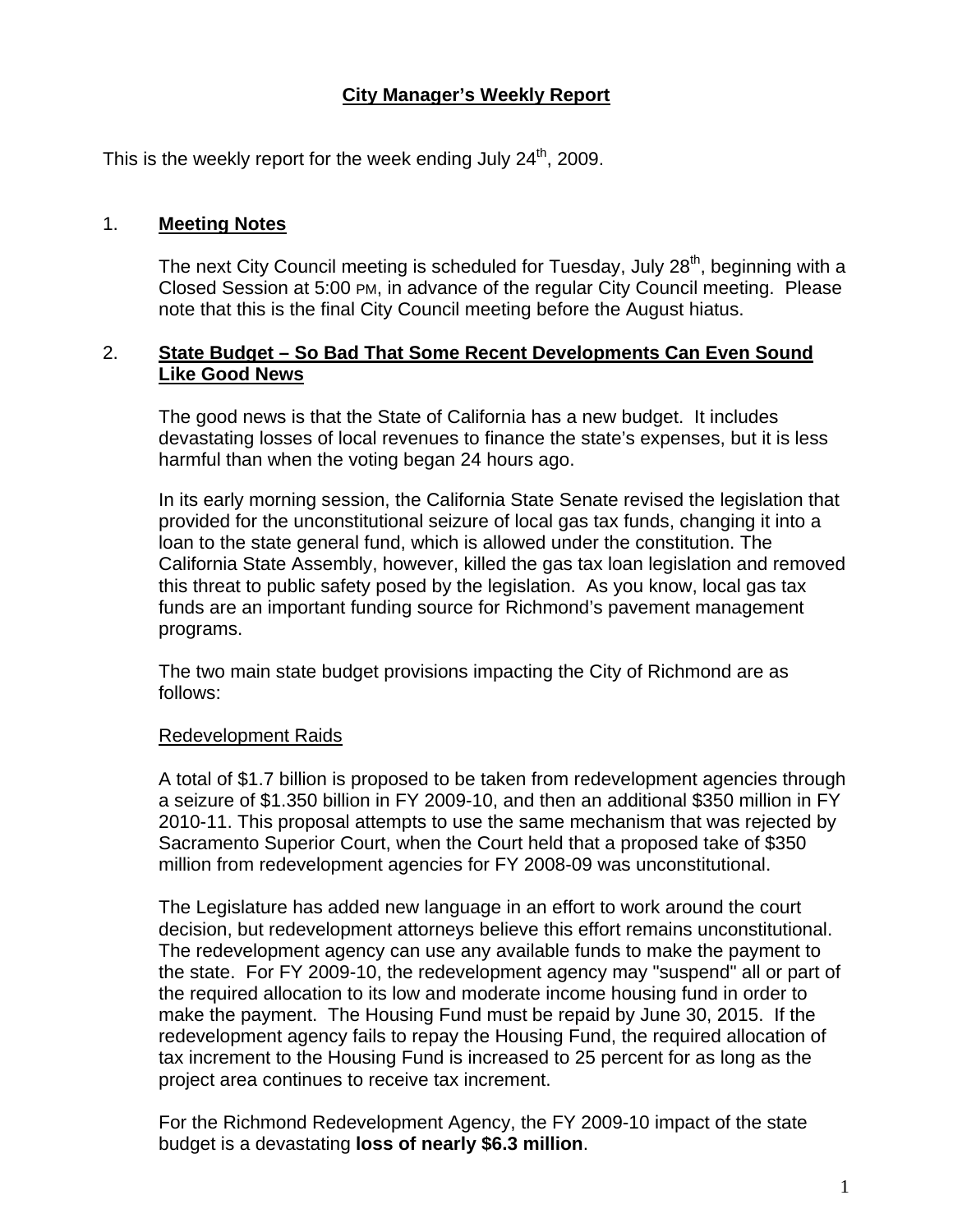# City Manager's Weekly Report

This is the weekly report for the week ending July 24th, 2009.

## 1. Meeting Notes

The next City Council meeting is scheduled for Tuesday, July 28th, beginning with a Closed Session at 5:00 PM, in advance of the regular City Council meeting. Please note that this is the final City Council meeting before the August hiatus.

## 2. State Budget – So Bad That Some Recent Developments Can Even Sound Like Good News

The good news is that the State of California has a new budget. It includes devastating losses of local revenues to finance the state's expenses, but it is less harmful than when the voting began 24 hours ago.

In its early morning session, the California State Senate revised the legislation that provided for the unconstitutional seizure of local gas tax funds, changing it into a loan to the state general fund, which is allowed under the constitution. The California State Assembly, however, killed the gas tax loan legislation and removed this threat to public safety posed by the legislation. As you know, local gas tax funds are an important funding source for Richmond's pavement management programs.

The two main state budget provisions impacting the City of Richmond are as follows:

Redevelopment Raids

A total of $1.7 billion is proposed to be taken from redevelopment agencies through a seizure of $1.350 billion in FY 2009-10, and then an additional $350 million in FY 2010-11. This proposal attempts to use the same mechanism that was rejected by Sacramento Superior Court, when the Court held that a proposed take of $350 million from redevelopment agencies for FY 2008-09 was unconstitutional.

The Legislature has added new language in an effort to work around the court decision, but redevelopment attorneys believe this effort remains unconstitutional. The redevelopment agency can use any available funds to make the payment to the state. For FY 2009-10, the redevelopment agency may "suspend" all or part of the required allocation to its low and moderate income housing fund in order to make the payment. The Housing Fund must be repaid by June 30, 2015. If the redevelopment agency fails to repay the Housing Fund, the required allocation of tax increment to the Housing Fund is increased to 25 percent for as long as the project area continues to receive tax increment.

For the Richmond Redevelopment Agency, the FY 2009-10 impact of the state budget is a devastating **loss of nearly $6.3 million**.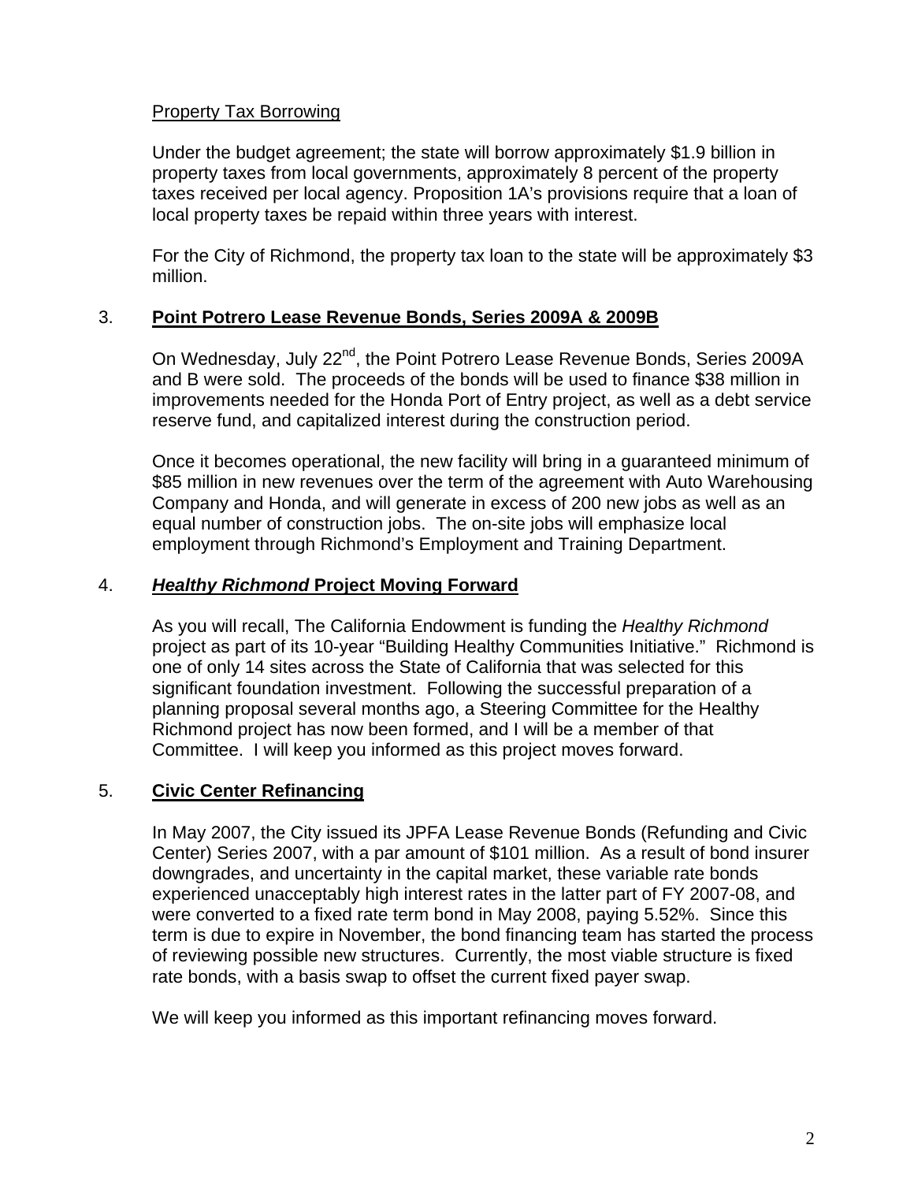Property Tax Borrowing

Under the budget agreement; the state will borrow approximately $1.9 billion in property taxes from local governments, approximately 8 percent of the property taxes received per local agency. Proposition 1A's provisions require that a loan of local property taxes be repaid within three years with interest.

For the City of Richmond, the property tax loan to the state will be approximately $3 million.

3. **Point Potrero Lease Revenue Bonds, Series 2009A & 2009B**

On Wednesday, July 22nd, the Point Potrero Lease Revenue Bonds, Series 2009A and B were sold. The proceeds of the bonds will be used to finance $38 million in improvements needed for the Honda Port of Entry project, as well as a debt service reserve fund, and capitalized interest during the construction period.

Once it becomes operational, the new facility will bring in a guaranteed minimum of $85 million in new revenues over the term of the agreement with Auto Warehousing Company and Honda, and will generate in excess of 200 new jobs as well as an equal number of construction jobs. The on-site jobs will emphasize local employment through Richmond's Employment and Training Department.

4. ***Healthy Richmond* Project Moving Forward**

As you will recall, The California Endowment is funding the *Healthy Richmond* project as part of its 10-year "Building Healthy Communities Initiative." Richmond is one of only 14 sites across the State of California that was selected for this significant foundation investment. Following the successful preparation of a planning proposal several months ago, a Steering Committee for the Healthy Richmond project has now been formed, and I will be a member of that Committee. I will keep you informed as this project moves forward.

5. **Civic Center Refinancing**

In May 2007, the City issued its JPFA Lease Revenue Bonds (Refunding and Civic Center) Series 2007, with a par amount of $101 million. As a result of bond insurer downgrades, and uncertainty in the capital market, these variable rate bonds experienced unacceptably high interest rates in the latter part of FY 2007-08, and were converted to a fixed rate term bond in May 2008, paying 5.52%. Since this term is due to expire in November, the bond financing team has started the process of reviewing possible new structures. Currently, the most viable structure is fixed rate bonds, with a basis swap to offset the current fixed payer swap.

We will keep you informed as this important refinancing moves forward.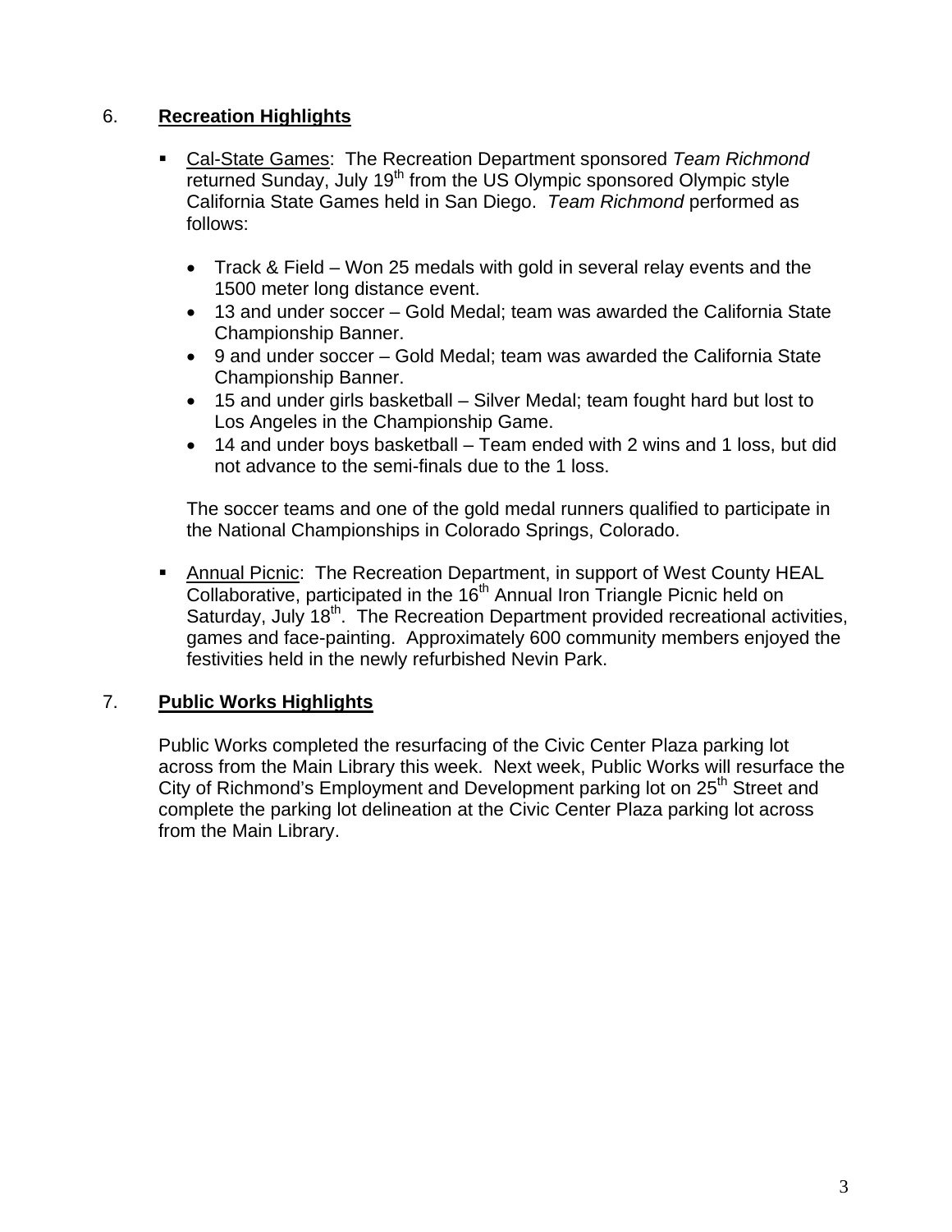## 6. **Recreation Highlights**

- Cal-State Games: The Recreation Department sponsored *Team Richmond* returned Sunday, July 19th from the US Olympic sponsored Olympic style California State Games held in San Diego. *Team Richmond* performed as follows:

  - Track & Field – Won 25 medals with gold in several relay events and the 1500 meter long distance event.
  - 13 and under soccer – Gold Medal; team was awarded the California State Championship Banner.
  - 9 and under soccer – Gold Medal; team was awarded the California State Championship Banner.
  - 15 and under girls basketball – Silver Medal; team fought hard but lost to Los Angeles in the Championship Game.
  - 14 and under boys basketball – Team ended with 2 wins and 1 loss, but did not advance to the semi-finals due to the 1 loss.

  The soccer teams and one of the gold medal runners qualified to participate in the National Championships in Colorado Springs, Colorado.

- Annual Picnic: The Recreation Department, in support of West County HEAL Collaborative, participated in the 16th Annual Iron Triangle Picnic held on Saturday, July 18th. The Recreation Department provided recreational activities, games and face-painting. Approximately 600 community members enjoyed the festivities held in the newly refurbished Nevin Park.

## 7. **Public Works Highlights**

Public Works completed the resurfacing of the Civic Center Plaza parking lot across from the Main Library this week. Next week, Public Works will resurface the City of Richmond's Employment and Development parking lot on 25th Street and complete the parking lot delineation at the Civic Center Plaza parking lot across from the Main Library.